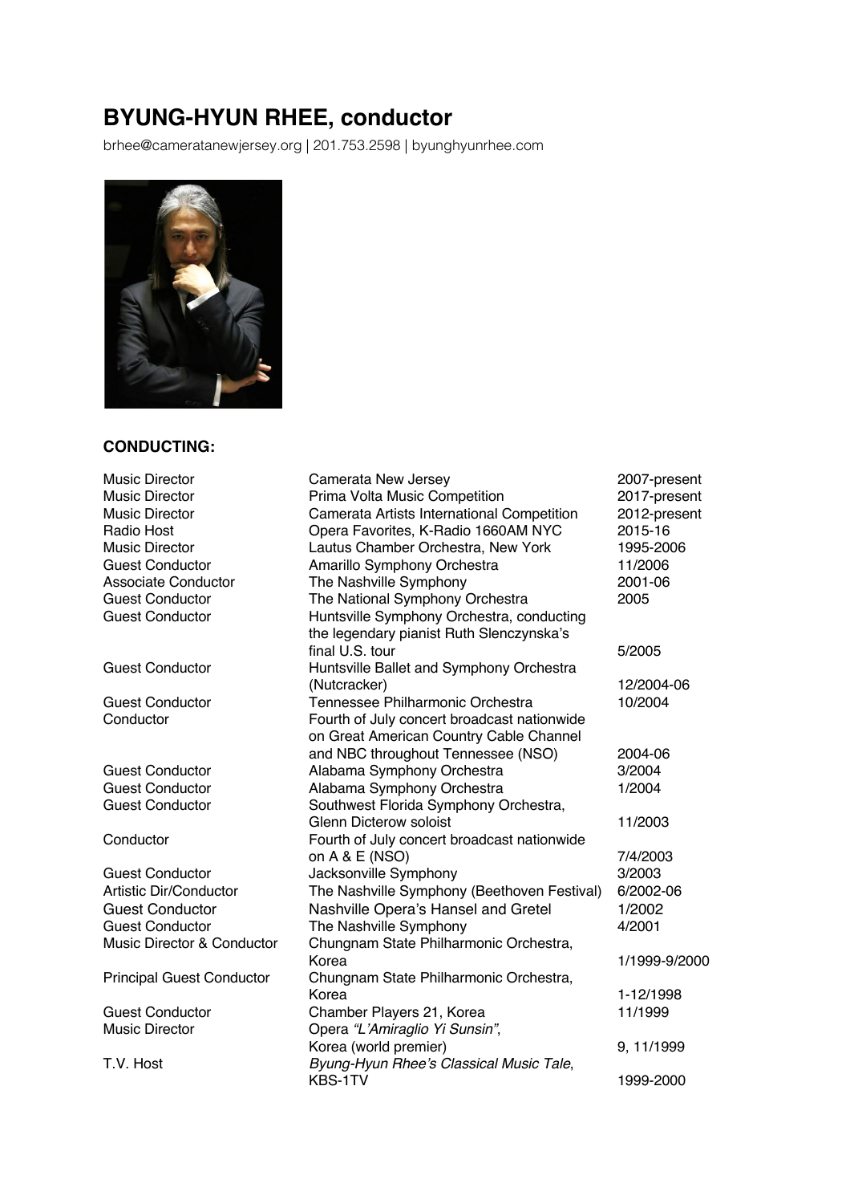# BYUNG-HYUN RHEE, conductor

brhee@cameratanewjersey.org | 201.753.2598 | byunghyunrhee.com

## CONDUCTING:

| | | |
|---|---|---|
| Music Director | Camerata New Jersey | 2007-present |
| Music Director | Prima Volta Music Competition | 2017-present |
| Music Director | Camerata Artists International Competition | 2012-present |
| Radio Host | Opera Favorites, K-Radio 1660AM NYC | 2015-16 |
| Music Director | Lautus Chamber Orchestra, New York | 1995-2006 |
| Guest Conductor | Amarillo Symphony Orchestra | 11/2006 |
| Associate Conductor | The Nashville Symphony | 2001-06 |
| Guest Conductor | The National Symphony Orchestra | 2005 |
| Guest Conductor | Huntsville Symphony Orchestra, conducting the legendary pianist Ruth Slenczynska's final U.S. tour | 5/2005 |
| Guest Conductor | Huntsville Ballet and Symphony Orchestra (Nutcracker) | 12/2004-06 |
| Guest Conductor | Tennessee Philharmonic Orchestra | 10/2004 |
| Conductor | Fourth of July concert broadcast nationwide on Great American Country Cable Channel and NBC throughout Tennessee (NSO) | 2004-06 |
| Guest Conductor | Alabama Symphony Orchestra | 3/2004 |
| Guest Conductor | Alabama Symphony Orchestra | 1/2004 |
| Guest Conductor | Southwest Florida Symphony Orchestra, Glenn Dicterow soloist | 11/2003 |
| Conductor | Fourth of July concert broadcast nationwide on A & E (NSO) | 7/4/2003 |
| Guest Conductor | Jacksonville Symphony | 3/2003 |
| Artistic Dir/Conductor | The Nashville Symphony (Beethoven Festival) | 6/2002-06 |
| Guest Conductor | Nashville Opera's Hansel and Gretel | 1/2002 |
| Guest Conductor | The Nashville Symphony | 4/2001 |
| Music Director & Conductor | Chungnam State Philharmonic Orchestra, Korea | 1/1999-9/2000 |
| Principal Guest Conductor | Chungnam State Philharmonic Orchestra, Korea | 1-12/1998 |
| Guest Conductor | Chamber Players 21, Korea | 11/1999 |
| Music Director | Opera *"L'Amiraglio Yi Sunsin"*, Korea (world premier) | 9, 11/1999 |
| T.V. Host | *Byung-Hyun Rhee's Classical Music Tale*, KBS-1TV | 1999-2000 |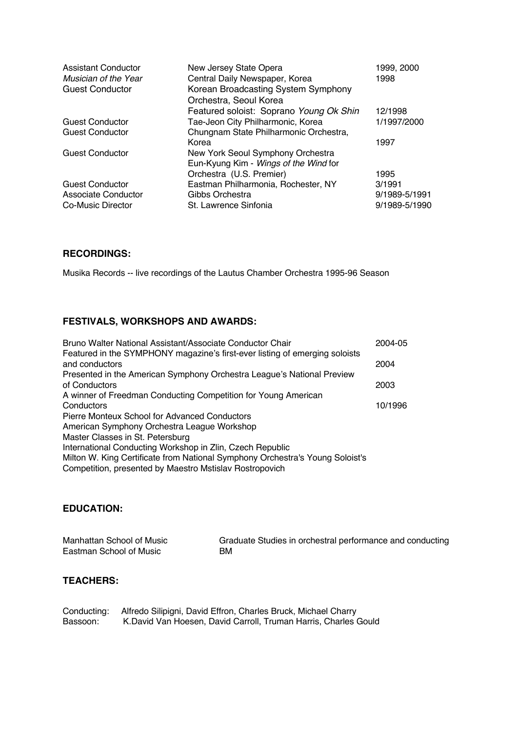| | | |
|---|---|---|
| Assistant Conductor | New Jersey State Opera | 1999, 2000 |
| *Musician of the Year* | Central Daily Newspaper, Korea | 1998 |
| Guest Conductor | Korean Broadcasting System Symphony Orchestra, Seoul Korea<br>Featured soloist: Soprano *Young Ok Shin* | 12/1998 |
| Guest Conductor | Tae-Jeon City Philharmonic, Korea | 1/1997/2000 |
| Guest Conductor | Chungnam State Philharmonic Orchestra, Korea | 1997 |
| Guest Conductor | New York Seoul Symphony Orchestra<br>Eun-Kyung Kim - *Wings of the Wind* for Orchestra (U.S. Premier) | 1995 |
| Guest Conductor | Eastman Philharmonia, Rochester, NY | 3/1991 |
| Associate Conductor | Gibbs Orchestra | 9/1989-5/1991 |
| Co-Music Director | St. Lawrence Sinfonia | 9/1989-5/1990 |

## RECORDINGS:

Musika Records -- live recordings of the Lautus Chamber Orchestra 1995-96 Season

## FESTIVALS, WORKSHOPS AND AWARDS:

| | |
|---|---|
| Bruno Walter National Assistant/Associate Conductor Chair | 2004-05 |
| Featured in the SYMPHONY magazine's first-ever listing of emerging soloists and conductors | 2004 |
| Presented in the American Symphony Orchestra League's National Preview of Conductors | 2003 |
| A winner of Freedman Conducting Competition for Young American Conductors | 10/1996 |
| Pierre Monteux School for Advanced Conductors | |
| American Symphony Orchestra League Workshop | |
| Master Classes in St. Petersburg | |
| International Conducting Workshop in Zlin, Czech Republic | |
| Milton W. King Certificate from National Symphony Orchestra's Young Soloist's Competition, presented by Maestro Mstislav Rostropovich | |

## EDUCATION:

| | |
|---|---|
| Manhattan School of Music | Graduate Studies in orchestral performance and conducting |
| Eastman School of Music | BM |

## TEACHERS:

Conducting: Alfredo Silipigni, David Effron, Charles Bruck, Michael Charry
Bassoon: K.David Van Hoesen, David Carroll, Truman Harris, Charles Gould